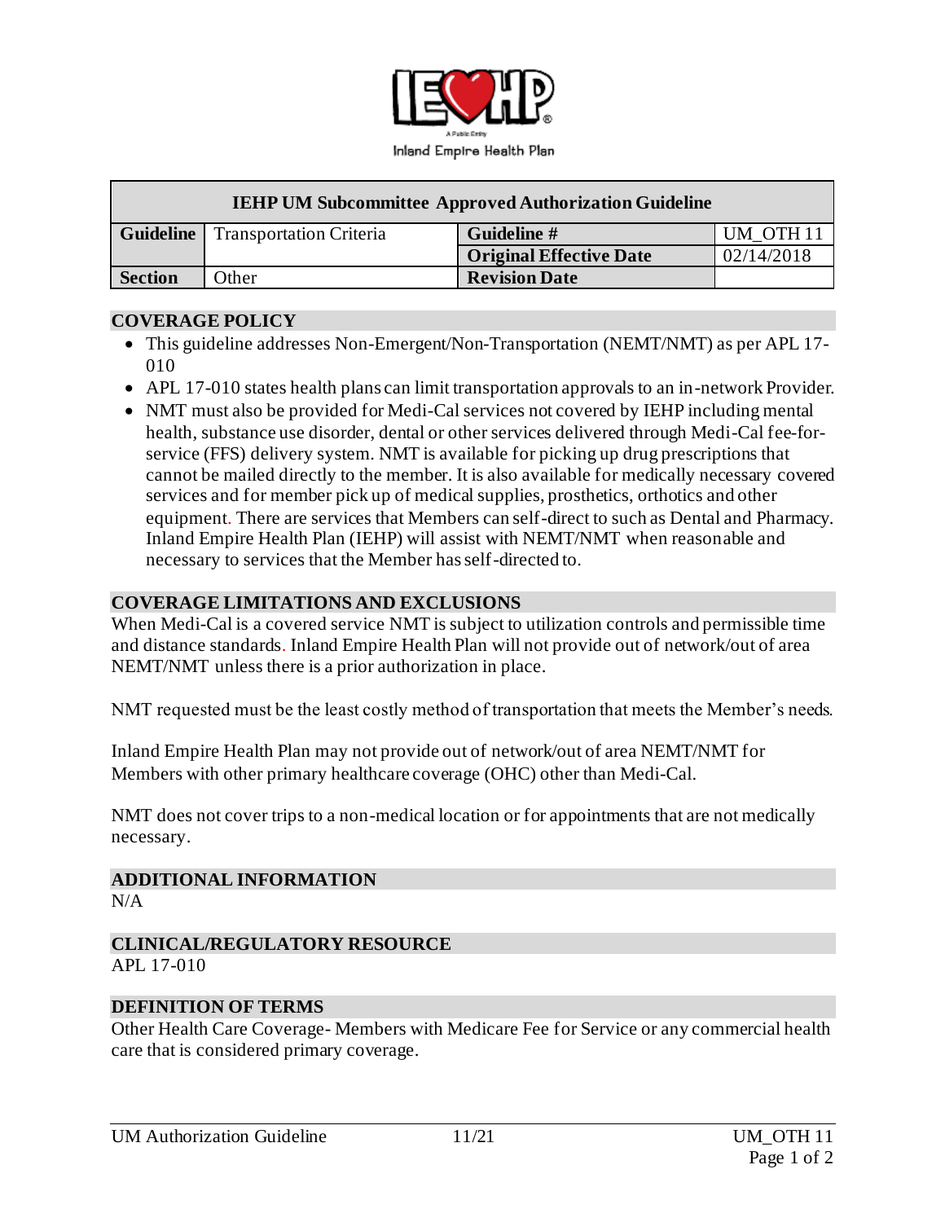Inland Empire Health Plan

| IEHP UM Subcommittee Approved Authorization Guideline | | | |
|---|---|---|---|
| **Guideline** | Transportation Criteria | **Guideline #** | UM_OTH 11 |
| | | **Original Effective Date** | 02/14/2018 |
| **Section** | Other | **Revision Date** | |

## COVERAGE POLICY

- This guideline addresses Non-Emergent/Non-Transportation (NEMT/NMT) as per APL 17-010
- APL 17-010 states health plans can limit transportation approvals to an in-network Provider.
- NMT must also be provided for Medi-Cal services not covered by IEHP including mental health, substance use disorder, dental or other services delivered through Medi-Cal fee-for-service (FFS) delivery system. NMT is available for picking up drug prescriptions that cannot be mailed directly to the member. It is also available for medically necessary covered services and for member pick up of medical supplies, prosthetics, orthotics and other equipment. There are services that Members can self-direct to such as Dental and Pharmacy. Inland Empire Health Plan (IEHP) will assist with NEMT/NMT when reasonable and necessary to services that the Member has self-directed to.

## COVERAGE LIMITATIONS AND EXCLUSIONS

When Medi-Cal is a covered service NMT is subject to utilization controls and permissible time and distance standards. Inland Empire Health Plan will not provide out of network/out of area NEMT/NMT unless there is a prior authorization in place.

NMT requested must be the least costly method of transportation that meets the Member's needs.

Inland Empire Health Plan may not provide out of network/out of area NEMT/NMT for Members with other primary healthcare coverage (OHC) other than Medi-Cal.

NMT does not cover trips to a non-medical location or for appointments that are not medically necessary.

## ADDITIONAL INFORMATION

N/A

## CLINICAL/REGULATORY RESOURCE

APL 17-010

## DEFINITION OF TERMS

Other Health Care Coverage- Members with Medicare Fee for Service or any commercial health care that is considered primary coverage.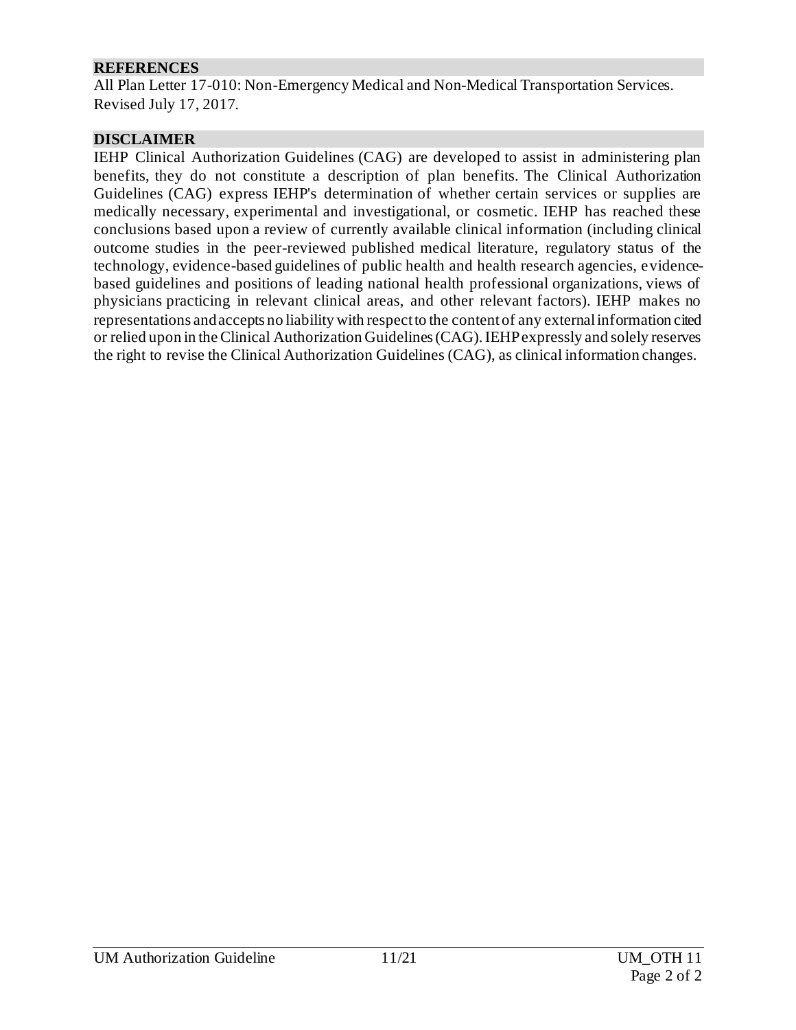## REFERENCES

All Plan Letter 17-010: Non-Emergency Medical and Non-Medical Transportation Services. Revised July 17, 2017.

## DISCLAIMER

IEHP Clinical Authorization Guidelines (CAG) are developed to assist in administering plan benefits, they do not constitute a description of plan benefits. The Clinical Authorization Guidelines (CAG) express IEHP's determination of whether certain services or supplies are medically necessary, experimental and investigational, or cosmetic. IEHP has reached these conclusions based upon a review of currently available clinical information (including clinical outcome studies in the peer-reviewed published medical literature, regulatory status of the technology, evidence-based guidelines of public health and health research agencies, evidence-based guidelines and positions of leading national health professional organizations, views of physicians practicing in relevant clinical areas, and other relevant factors). IEHP makes no representations and accepts no liability with respect to the content of any external information cited or relied upon in the Clinical Authorization Guidelines (CAG). IEHP expressly and solely reserves the right to revise the Clinical Authorization Guidelines (CAG), as clinical information changes.